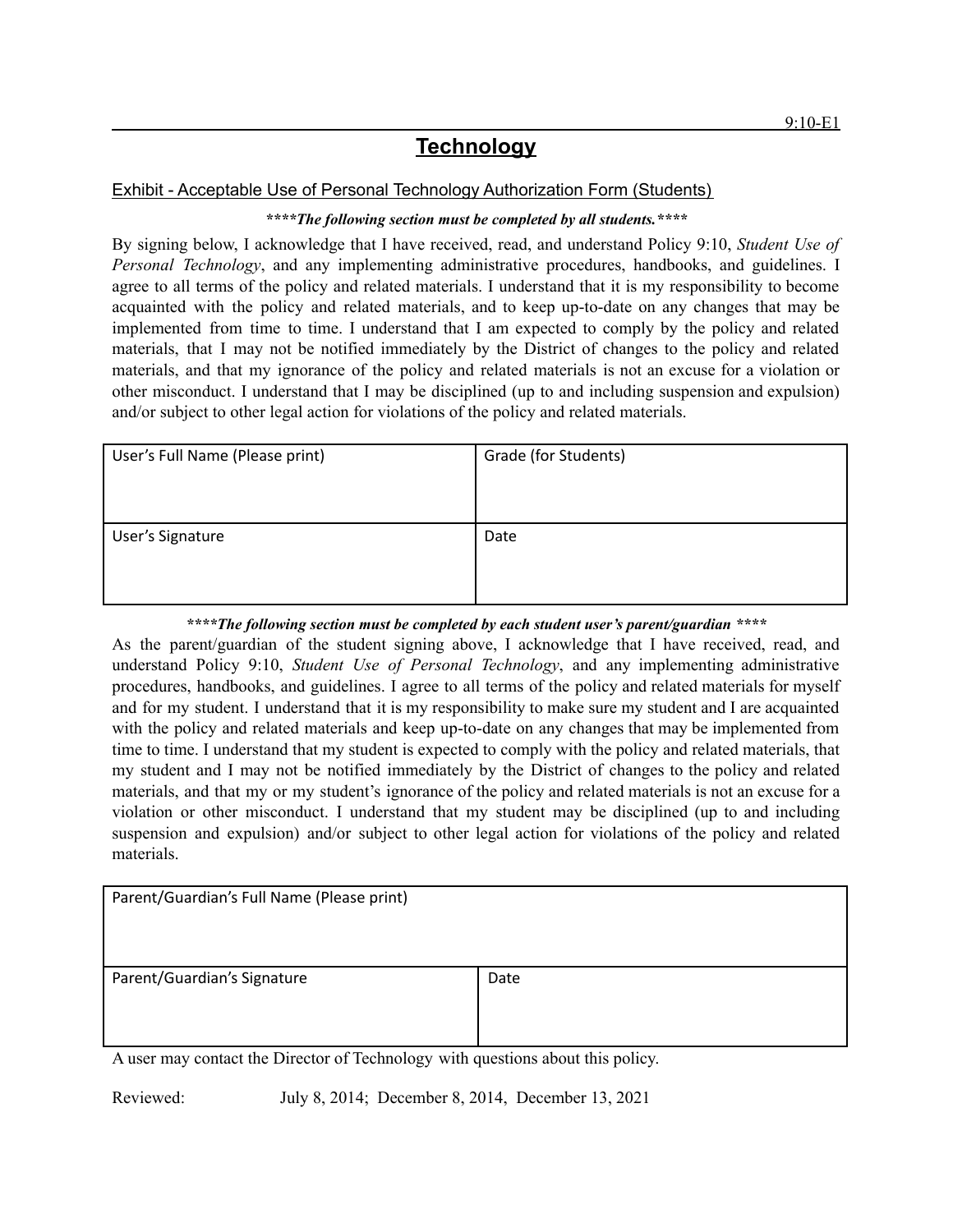9:10-E1

# Technology

Exhibit - Acceptable Use of Personal Technology Authorization Form (Students)

***\*\*\*\*The following section must be completed by all students.\*\*\*\****

By signing below, I acknowledge that I have received, read, and understand Policy 9:10, *Student Use of Personal Technology*, and any implementing administrative procedures, handbooks, and guidelines. I agree to all terms of the policy and related materials. I understand that it is my responsibility to become acquainted with the policy and related materials, and to keep up-to-date on any changes that may be implemented from time to time. I understand that I am expected to comply by the policy and related materials, that I may not be notified immediately by the District of changes to the policy and related materials, and that my ignorance of the policy and related materials is not an excuse for a violation or other misconduct. I understand that I may be disciplined (up to and including suspension and expulsion) and/or subject to other legal action for violations of the policy and related materials.

| User's Full Name (Please print) | Grade (for Students) |
|---|---|
| User's Signature | Date |

***\*\*\*\*The following section must be completed by each student user's parent/guardian \*\*\*\****

As the parent/guardian of the student signing above, I acknowledge that I have received, read, and understand Policy 9:10, *Student Use of Personal Technology*, and any implementing administrative procedures, handbooks, and guidelines. I agree to all terms of the policy and related materials for myself and for my student. I understand that it is my responsibility to make sure my student and I are acquainted with the policy and related materials and keep up-to-date on any changes that may be implemented from time to time. I understand that my student is expected to comply with the policy and related materials, that my student and I may not be notified immediately by the District of changes to the policy and related materials, and that my or my student's ignorance of the policy and related materials is not an excuse for a violation or other misconduct. I understand that my student may be disciplined (up to and including suspension and expulsion) and/or subject to other legal action for violations of the policy and related materials.

| Parent/Guardian's Full Name (Please print) | |
|---|---|
| Parent/Guardian's Signature | Date |

A user may contact the Director of Technology with questions about this policy.

Reviewed: July 8, 2014; December 8, 2014, December 13, 2021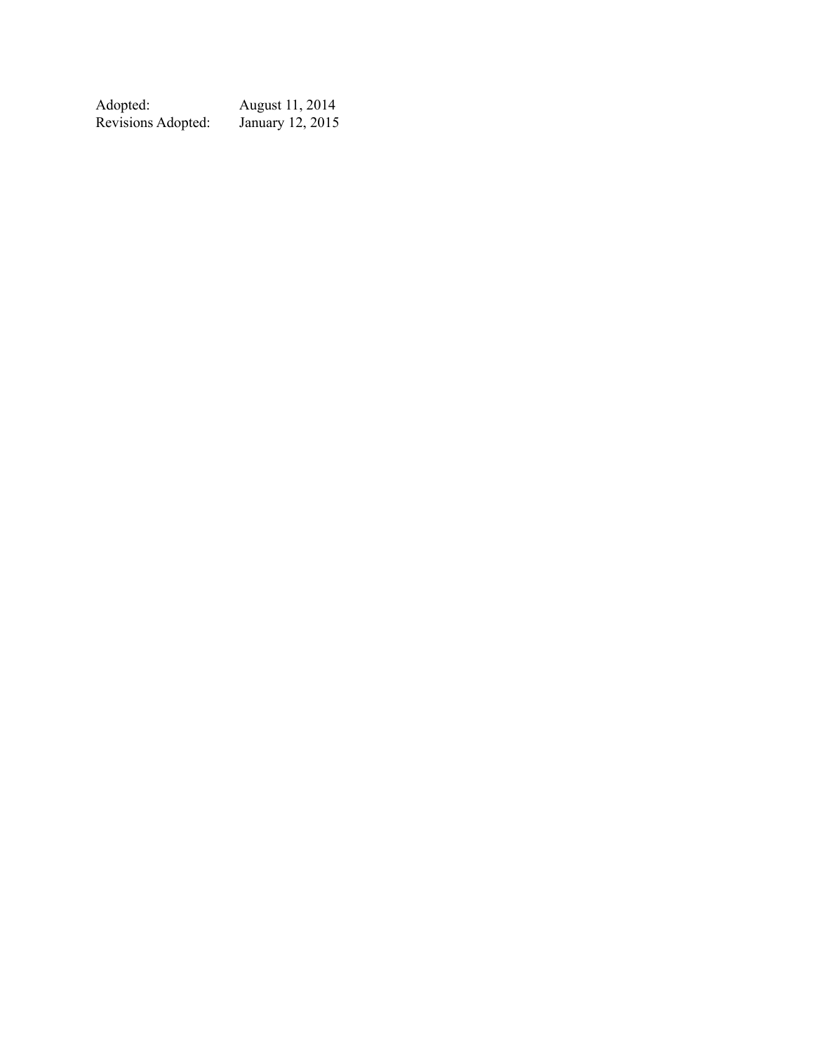| | |
|---|---|
| Adopted: | August 11, 2014 |
| Revisions Adopted: | January 12, 2015 |